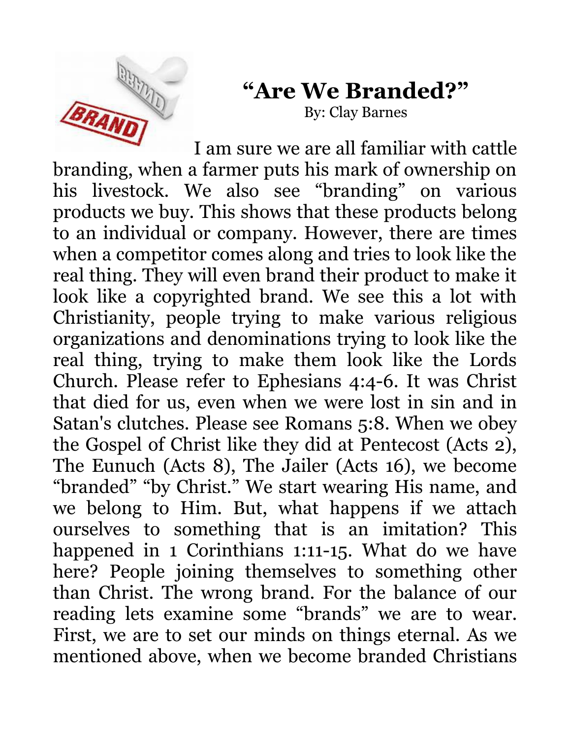# "Are We Branded?"

By: Clay Barnes

I am sure we are all familiar with cattle branding, when a farmer puts his mark of ownership on his livestock. We also see "branding" on various products we buy. This shows that these products belong to an individual or company. However, there are times when a competitor comes along and tries to look like the real thing. They will even brand their product to make it look like a copyrighted brand. We see this a lot with Christianity, people trying to make various religious organizations and denominations trying to look like the real thing, trying to make them look like the Lords Church. Please refer to Ephesians 4:4-6. It was Christ that died for us, even when we were lost in sin and in Satan's clutches. Please see Romans 5:8. When we obey the Gospel of Christ like they did at Pentecost (Acts 2), The Eunuch (Acts 8), The Jailer (Acts 16), we become "branded" "by Christ." We start wearing His name, and we belong to Him. But, what happens if we attach ourselves to something that is an imitation? This happened in 1 Corinthians 1:11-15. What do we have here? People joining themselves to something other than Christ. The wrong brand. For the balance of our reading lets examine some "brands" we are to wear. First, we are to set our minds on things eternal. As we mentioned above, when we become branded Christians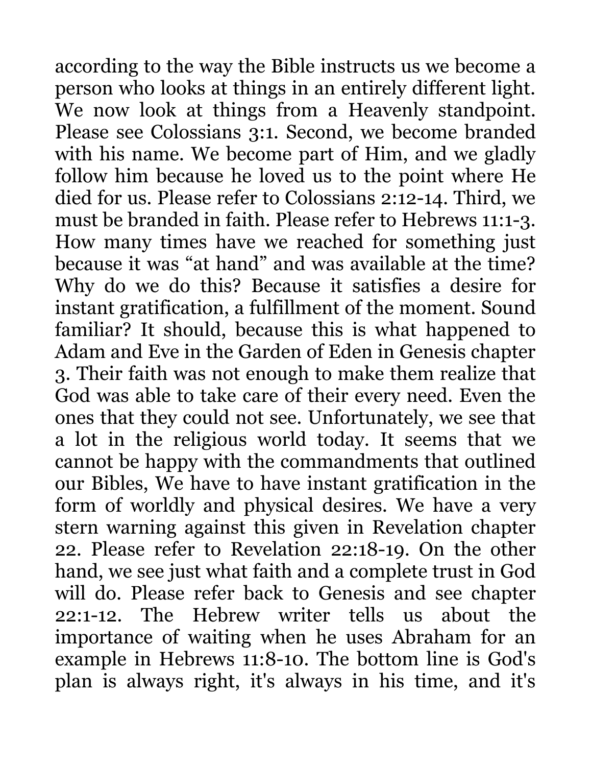according to the way the Bible instructs us we become a person who looks at things in an entirely different light. We now look at things from a Heavenly standpoint. Please see Colossians 3:1. Second, we become branded with his name. We become part of Him, and we gladly follow him because he loved us to the point where He died for us. Please refer to Colossians 2:12-14. Third, we must be branded in faith. Please refer to Hebrews 11:1-3. How many times have we reached for something just because it was "at hand" and was available at the time? Why do we do this? Because it satisfies a desire for instant gratification, a fulfillment of the moment. Sound familiar? It should, because this is what happened to Adam and Eve in the Garden of Eden in Genesis chapter 3. Their faith was not enough to make them realize that God was able to take care of their every need. Even the ones that they could not see. Unfortunately, we see that a lot in the religious world today. It seems that we cannot be happy with the commandments that outlined our Bibles, We have to have instant gratification in the form of worldly and physical desires. We have a very stern warning against this given in Revelation chapter 22. Please refer to Revelation 22:18-19. On the other hand, we see just what faith and a complete trust in God will do. Please refer back to Genesis and see chapter 22:1-12. The Hebrew writer tells us about the importance of waiting when he uses Abraham for an example in Hebrews 11:8-10. The bottom line is God's plan is always right, it's always in his time, and it's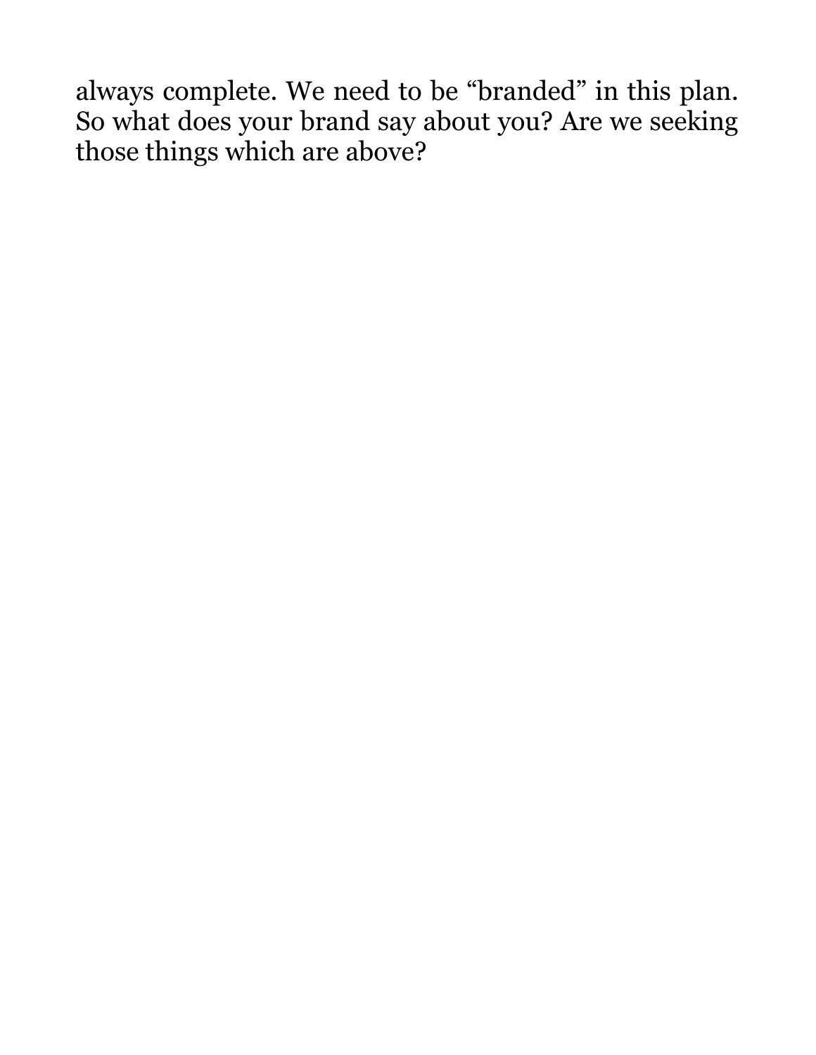always complete. We need to be "branded" in this plan. So what does your brand say about you? Are we seeking those things which are above?